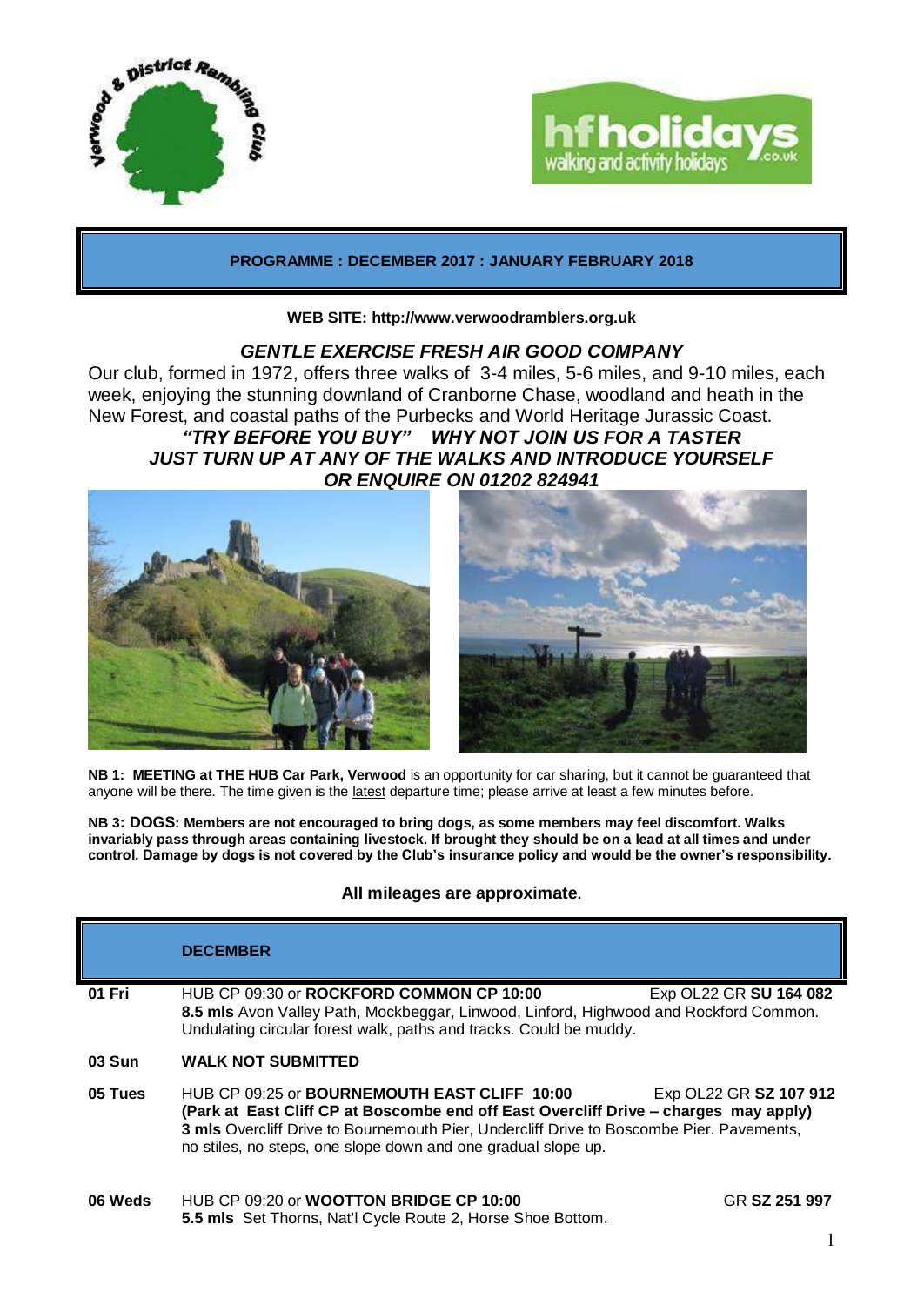## PROGRAMME : DECEMBER 2017 : JANUARY FEBRUARY 2018

**WEB SITE: http://www.verwoodramblers.org.uk**

### *GENTLE EXERCISE FRESH AIR GOOD COMPANY*

Our club, formed in 1972, offers three walks of 3-4 miles, 5-6 miles, and 9-10 miles, each week, enjoying the stunning downland of Cranborne Chase, woodland and heath in the New Forest, and coastal paths of the Purbecks and World Heritage Jurassic Coast.

***"TRY BEFORE YOU BUY" WHY NOT JOIN US FOR A TASTER***
***JUST TURN UP AT ANY OF THE WALKS AND INTRODUCE YOURSELF***
***OR ENQUIRE ON 01202 824941***

**NB 1: MEETING at THE HUB Car Park, Verwood** is an opportunity for car sharing, but it cannot be guaranteed that anyone will be there. The time given is the latest departure time; please arrive at least a few minutes before.

**NB 3: DOGS: Members are not encouraged to bring dogs, as some members may feel discomfort. Walks invariably pass through areas containing livestock. If brought they should be on a lead at all times and under control. Damage by dogs is not covered by the Club's insurance policy and would be the owner's responsibility.**

**All mileages are approximate.**

| | **DECEMBER** |
|---|---|
| **01 Fri** | HUB CP 09:30 or **ROCKFORD COMMON CP 10:00** Exp OL22 GR **SU 164 082**<br>**8.5 mls** Avon Valley Path, Mockbeggar, Linwood, Linford, Highwood and Rockford Common. Undulating circular forest walk, paths and tracks. Could be muddy. |
| **03 Sun** | **WALK NOT SUBMITTED** |
| **05 Tues** | HUB CP 09:25 or **BOURNEMOUTH EAST CLIFF 10:00** Exp OL22 GR **SZ 107 912**<br>**(Park at East Cliff CP at Boscombe end off East Overcliff Drive – charges may apply)**<br>**3 mls** Overcliff Drive to Bournemouth Pier, Undercliff Drive to Boscombe Pier. Pavements, no stiles, no steps, one slope down and one gradual slope up. |
| **06 Weds** | HUB CP 09:20 or **WOOTTON BRIDGE CP 10:00** GR **SZ 251 997**<br>**5.5 mls** Set Thorns, Nat'l Cycle Route 2, Horse Shoe Bottom. |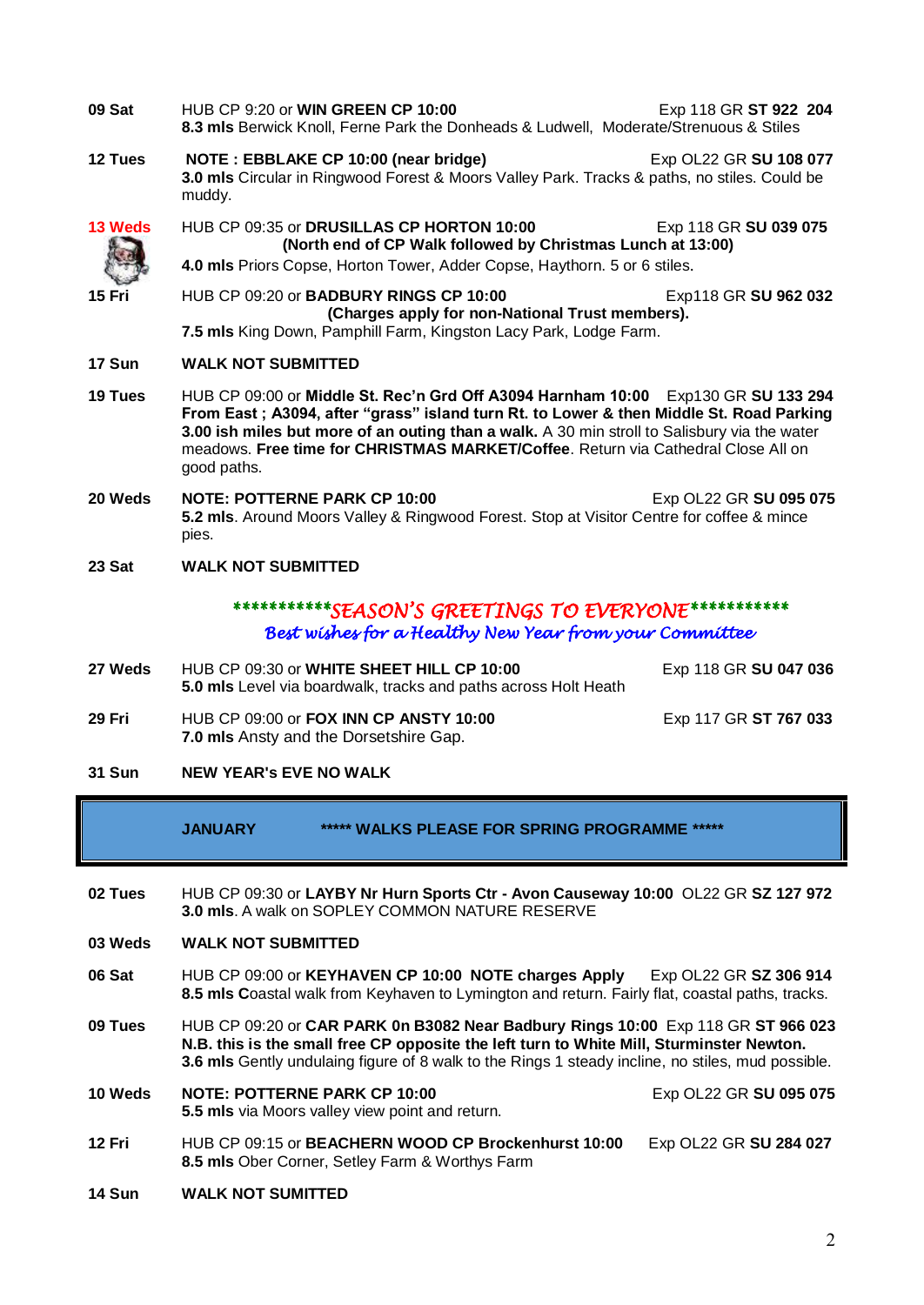**09 Sat** HUB CP 9:20 or **WIN GREEN CP 10:00** Exp 118 GR **ST 922 204**
**8.3 mls** Berwick Knoll, Ferne Park the Donheads & Ludwell, Moderate/Strenuous & Stiles

**12 Tues** **NOTE : EBBLAKE CP 10:00 (near bridge)** Exp OL22 GR **SU 108 077**
**3.0 mls** Circular in Ringwood Forest & Moors Valley Park. Tracks & paths, no stiles. Could be muddy.

**13 Weds** HUB CP 09:35 or **DRUSILLAS CP HORTON 10:00** Exp 118 GR **SU 039 075**
**(North end of CP Walk followed by Christmas Lunch at 13:00)**
**4.0 mls** Priors Copse, Horton Tower, Adder Copse, Haythorn. 5 or 6 stiles.

**15 Fri** HUB CP 09:20 or **BADBURY RINGS CP 10:00** Exp118 GR **SU 962 032**
**(Charges apply for non-National Trust members).**
**7.5 mls** King Down, Pamphill Farm, Kingston Lacy Park, Lodge Farm.

**17 Sun** **WALK NOT SUBMITTED**

**19 Tues** HUB CP 09:00 or **Middle St. Rec'n Grd Off A3094 Harnham 10:00** Exp130 GR **SU 133 294**
**From East ; A3094, after "grass" island turn Rt. to Lower & then Middle St. Road Parking**
**3.00 ish miles but more of an outing than a walk.** A 30 min stroll to Salisbury via the water meadows. **Free time for CHRISTMAS MARKET/Coffee**. Return via Cathedral Close All on good paths.

**20 Weds** **NOTE: POTTERNE PARK CP 10:00** Exp OL22 GR **SU 095 075**
**5.2 mls**. Around Moors Valley & Ringwood Forest. Stop at Visitor Centre for coffee & mince pies.

**23 Sat** **WALK NOT SUBMITTED**

***********SEASON'S GREETINGS TO EVERYONE***********

*Best wishes for a Healthy New Year from your Committee*

**27 Weds** HUB CP 09:30 or **WHITE SHEET HILL CP 10:00** Exp 118 GR **SU 047 036**
**5.0 mls** Level via boardwalk, tracks and paths across Holt Heath

**29 Fri** HUB CP 09:00 or **FOX INN CP ANSTY 10:00** Exp 117 GR **ST 767 033**
**7.0 mls** Ansty and the Dorsetshire Gap.

**31 Sun** **NEW YEAR's EVE NO WALK**

## JANUARY ***** WALKS PLEASE FOR SPRING PROGRAMME *****

**02 Tues** HUB CP 09:30 or **LAYBY Nr Hurn Sports Ctr - Avon Causeway 10:00** OL22 GR **SZ 127 972**
**3.0 mls**. A walk on SOPLEY COMMON NATURE RESERVE

**03 Weds** **WALK NOT SUBMITTED**

**06 Sat** HUB CP 09:00 or **KEYHAVEN CP 10:00 NOTE charges Apply** Exp OL22 GR **SZ 306 914**
**8.5 mls C**oastal walk from Keyhaven to Lymington and return. Fairly flat, coastal paths, tracks.

**09 Tues** HUB CP 09:20 or **CAR PARK 0n B3082 Near Badbury Rings 10:00** Exp 118 GR **ST 966 023**
**N.B. this is the small free CP opposite the left turn to White Mill, Sturminster Newton.**
**3.6 mls** Gently undulaing figure of 8 walk to the Rings 1 steady incline, no stiles, mud possible.

**10 Weds** **NOTE: POTTERNE PARK CP 10:00** Exp OL22 GR **SU 095 075**
**5.5 mls** via Moors valley view point and return.

**12 Fri** HUB CP 09:15 or **BEACHERN WOOD CP Brockenhurst 10:00** Exp OL22 GR **SU 284 027**
**8.5 mls** Ober Corner, Setley Farm & Worthys Farm

**14 Sun** **WALK NOT SUMITTED**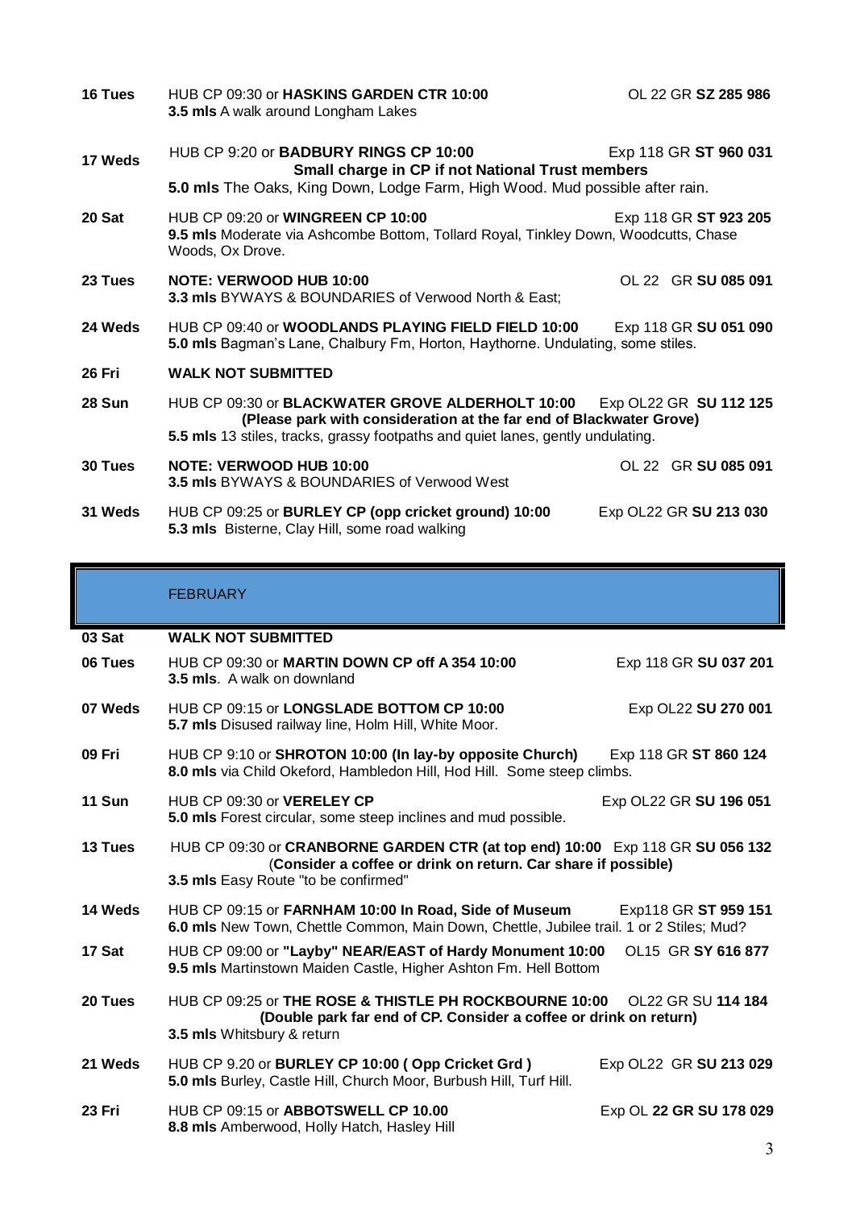**16 Tues** HUB CP 09:30 or **HASKINS GARDEN CTR 10:00** OL 22 GR **SZ 285 986**
**3.5 mls** A walk around Longham Lakes

**17 Weds** HUB CP 9:20 or **BADBURY RINGS CP 10:00** Exp 118 GR **ST 960 031**
**Small charge in CP if not National Trust members**
**5.0 mls** The Oaks, King Down, Lodge Farm, High Wood. Mud possible after rain.

**20 Sat** HUB CP 09:20 or **WINGREEN CP 10:00** Exp 118 GR **ST 923 205**
**9.5 mls** Moderate via Ashcombe Bottom, Tollard Royal, Tinkley Down, Woodcutts, Chase Woods, Ox Drove.

**23 Tues** **NOTE: VERWOOD HUB 10:00** OL 22 GR **SU 085 091**
**3.3 mls** BYWAYS & BOUNDARIES of Verwood North & East;

**24 Weds** HUB CP 09:40 or **WOODLANDS PLAYING FIELD FIELD 10:00** Exp 118 GR **SU 051 090**
**5.0 mls** Bagman's Lane, Chalbury Fm, Horton, Haythorne. Undulating, some stiles.

**26 Fri** **WALK NOT SUBMITTED**

**28 Sun** HUB CP 09:30 or **BLACKWATER GROVE ALDERHOLT 10:00** Exp OL22 GR **SU 112 125**
**(Please park with consideration at the far end of Blackwater Grove)**
**5.5 mls** 13 stiles, tracks, grassy footpaths and quiet lanes, gently undulating.

**30 Tues** **NOTE: VERWOOD HUB 10:00** OL 22 GR **SU 085 091**
**3.5 mls** BYWAYS & BOUNDARIES of Verwood West

**31 Weds** HUB CP 09:25 or **BURLEY CP (opp cricket ground) 10:00** Exp OL22 GR **SU 213 030**
**5.3 mls** Bisterne, Clay Hill, some road walking

## FEBRUARY

**03 Sat** **WALK NOT SUBMITTED**

**06 Tues** HUB CP 09:30 or **MARTIN DOWN CP off A 354 10:00** Exp 118 GR **SU 037 201**
**3.5 mls**. A walk on downland

**07 Weds** HUB CP 09:15 or **LONGSLADE BOTTOM CP 10:00** Exp OL22 **SU 270 001**
**5.7 mls** Disused railway line, Holm Hill, White Moor.

**09 Fri** HUB CP 9:10 or **SHROTON 10:00 (In lay-by opposite Church)** Exp 118 GR **ST 860 124**
**8.0 mls** via Child Okeford, Hambledon Hill, Hod Hill. Some steep climbs.

**11 Sun** HUB CP 09:30 or **VERELEY CP** Exp OL22 GR **SU 196 051**
**5.0 mls** Forest circular, some steep inclines and mud possible.

**13 Tues** HUB CP 09:30 or **CRANBORNE GARDEN CTR (at top end) 10:00** Exp 118 GR **SU 056 132**
(**Consider a coffee or drink on return. Car share if possible)**
**3.5 mls** Easy Route "to be confirmed"

**14 Weds** HUB CP 09:15 or **FARNHAM 10:00 In Road, Side of Museum** Exp118 GR **ST 959 151**
**6.0 mls** New Town, Chettle Common, Main Down, Chettle, Jubilee trail. 1 or 2 Stiles; Mud?

**17 Sat** HUB CP 09:00 or **"Layby" NEAR/EAST of Hardy Monument 10:00** OL15 GR **SY 616 877**
**9.5 mls** Martinstown Maiden Castle, Higher Ashton Fm. Hell Bottom

**20 Tues** HUB CP 09:25 or **THE ROSE & THISTLE PH ROCKBOURNE 10:00** OL22 GR SU **114 184**
**(Double park far end of CP. Consider a coffee or drink on return)**
**3.5 mls** Whitsbury & return

**21 Weds** HUB CP 9.20 or **BURLEY CP 10:00 ( Opp Cricket Grd )** Exp OL22 GR **SU 213 029**
**5.0 mls** Burley, Castle Hill, Church Moor, Burbush Hill, Turf Hill.

**23 Fri** HUB CP 09:15 or **ABBOTSWELL CP 10.00** Exp OL **22 GR SU 178 029**
**8.8 mls** Amberwood, Holly Hatch, Hasley Hill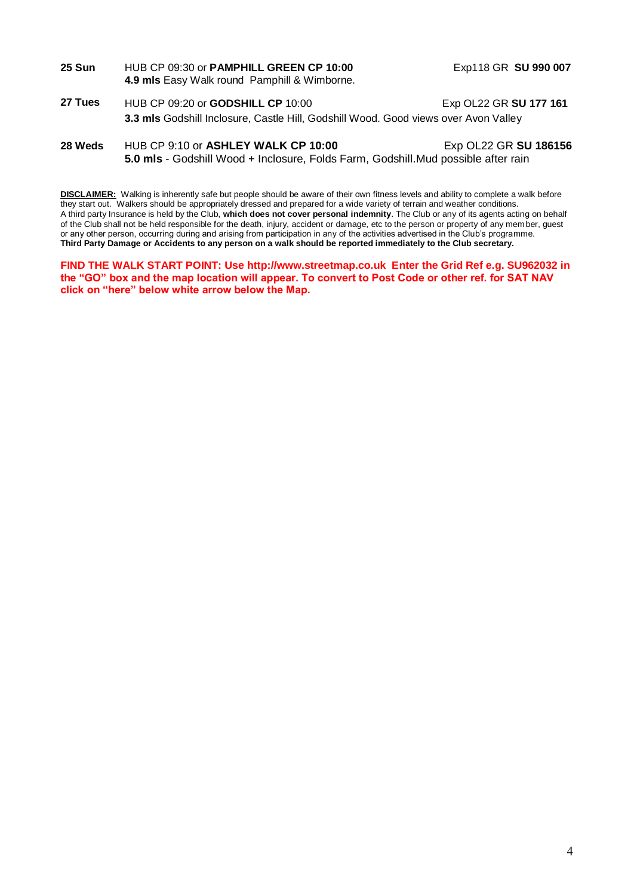**25 Sun** HUB CP 09:30 or **PAMPHILL GREEN CP 10:00** Exp118 GR **SU 990 007**
**4.9 mls** Easy Walk round Pamphill & Wimborne.

**27 Tues** HUB CP 09:20 or **GODSHILL CP** 10:00 Exp OL22 GR **SU 177 161**
**3.3 mls** Godshill Inclosure, Castle Hill, Godshill Wood. Good views over Avon Valley

**28 Weds** HUB CP 9:10 or **ASHLEY WALK CP 10:00** Exp OL22 GR **SU 186156**
**5.0 mls** - Godshill Wood + Inclosure, Folds Farm, Godshill.Mud possible after rain

**DISCLAIMER:** Walking is inherently safe but people should be aware of their own fitness levels and ability to complete a walk before they start out. Walkers should be appropriately dressed and prepared for a wide variety of terrain and weather conditions.
A third party Insurance is held by the Club, **which does not cover personal indemnity**. The Club or any of its agents acting on behalf of the Club shall not be held responsible for the death, injury, accident or damage, etc to the person or property of any member, guest or any other person, occurring during and arising from participation in any of the activities advertised in the Club's programme.
**Third Party Damage or Accidents to any person on a walk should be reported immediately to the Club secretary.**

**FIND THE WALK START POINT: Use http://www.streetmap.co.uk Enter the Grid Ref e.g. SU962032 in the "GO" box and the map location will appear. To convert to Post Code or other ref. for SAT NAV click on "here" below white arrow below the Map.**